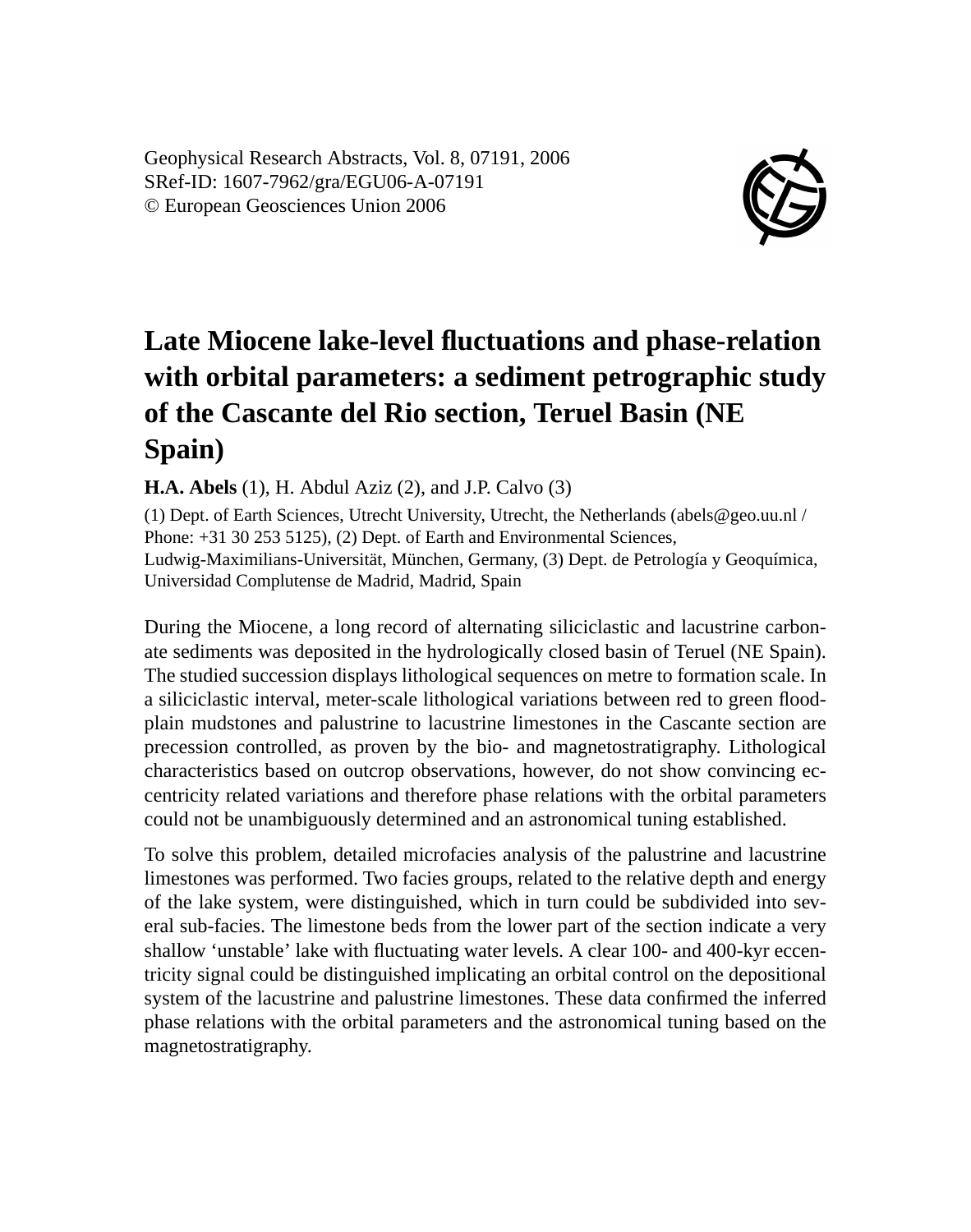Geophysical Research Abstracts, Vol. 8, 07191, 2006
SRef-ID: 1607-7962/gra/EGU06-A-07191
© European Geosciences Union 2006

# Late Miocene lake-level fluctuations and phase-relation with orbital parameters: a sediment petrographic study of the Cascante del Rio section, Teruel Basin (NE Spain)

**H.A. Abels** (1), H. Abdul Aziz (2), and J.P. Calvo (3)

(1) Dept. of Earth Sciences, Utrecht University, Utrecht, the Netherlands (abels@geo.uu.nl / Phone: +31 30 253 5125), (2) Dept. of Earth and Environmental Sciences, Ludwig-Maximilians-Universität, München, Germany, (3) Dept. de Petrología y Geoquímica, Universidad Complutense de Madrid, Madrid, Spain

During the Miocene, a long record of alternating siliciclastic and lacustrine carbonate sediments was deposited in the hydrologically closed basin of Teruel (NE Spain). The studied succession displays lithological sequences on metre to formation scale. In a siliciclastic interval, meter-scale lithological variations between red to green floodplain mudstones and palustrine to lacustrine limestones in the Cascante section are precession controlled, as proven by the bio- and magnetostratigraphy. Lithological characteristics based on outcrop observations, however, do not show convincing eccentricity related variations and therefore phase relations with the orbital parameters could not be unambiguously determined and an astronomical tuning established.

To solve this problem, detailed microfacies analysis of the palustrine and lacustrine limestones was performed. Two facies groups, related to the relative depth and energy of the lake system, were distinguished, which in turn could be subdivided into several sub-facies. The limestone beds from the lower part of the section indicate a very shallow 'unstable' lake with fluctuating water levels. A clear 100- and 400-kyr eccentricity signal could be distinguished implicating an orbital control on the depositional system of the lacustrine and palustrine limestones. These data confirmed the inferred phase relations with the orbital parameters and the astronomical tuning based on the magnetostratigraphy.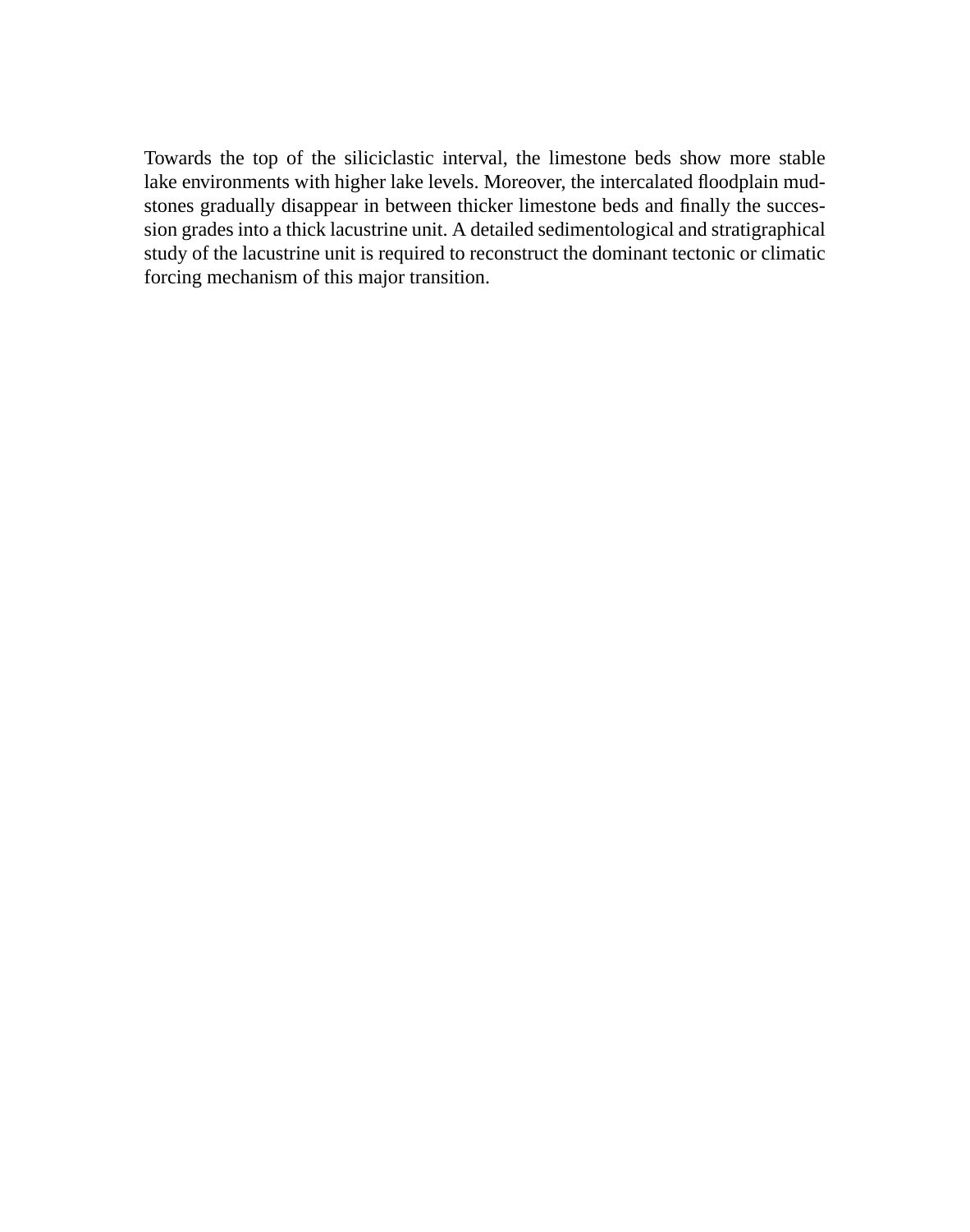Towards the top of the siliciclastic interval, the limestone beds show more stable lake environments with higher lake levels. Moreover, the intercalated floodplain mudstones gradually disappear in between thicker limestone beds and finally the succession grades into a thick lacustrine unit. A detailed sedimentological and stratigraphical study of the lacustrine unit is required to reconstruct the dominant tectonic or climatic forcing mechanism of this major transition.